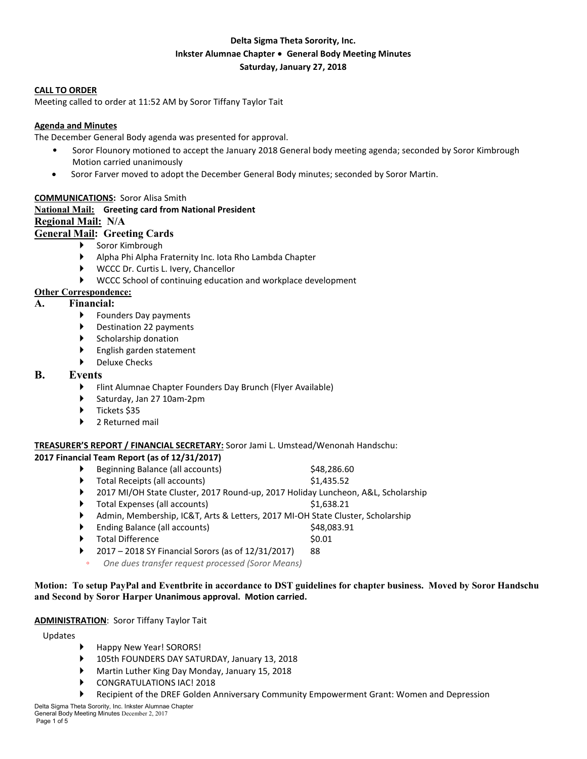**Delta Sigma Theta Sorority, Inc.**
**Inkster Alumnae Chapter • General Body Meeting Minutes**
**Saturday, January 27, 2018**

**CALL TO ORDER**
Meeting called to order at 11:52 AM by Soror Tiffany Taylor Tait

**Agenda and Minutes**
The December General Body agenda was presented for approval.

- Soror Flounory motioned to accept the January 2018 General body meeting agenda; seconded by Soror Kimbrough Motion carried unanimously
- Soror Farver moved to adopt the December General Body minutes; seconded by Soror Martin.

**COMMUNICATIONS:** Soror Alisa Smith

**National Mail:** **Greeting card from National President**

**Regional Mail:** **N/A**

**General Mail:** **Greeting Cards**

- Soror Kimbrough
- Alpha Phi Alpha Fraternity Inc. Iota Rho Lambda Chapter
- WCCC Dr. Curtis L. Ivery, Chancellor
- WCCC School of continuing education and workplace development

**Other Correspondence:**

**A. Financial:**

- Founders Day payments
- Destination 22 payments
- Scholarship donation
- English garden statement
- Deluxe Checks

**B. Events**

- Flint Alumnae Chapter Founders Day Brunch (Flyer Available)
- Saturday, Jan 27 10am-2pm
- Tickets $35
- 2 Returned mail

**TREASURER'S REPORT / FINANCIAL SECRETARY:** Soror Jami L. Umstead/Wenonah Handschu:

**2017 Financial Team Report (as of 12/31/2017)**

- Beginning Balance (all accounts) $48,286.60
- Total Receipts (all accounts) $1,435.52
- 2017 MI/OH State Cluster, 2017 Round-up, 2017 Holiday Luncheon, A&L, Scholarship
- Total Expenses (all accounts) $1,638.21
- Admin, Membership, IC&T, Arts & Letters, 2017 MI-OH State Cluster, Scholarship
- Ending Balance (all accounts) $48,083.91
- Total Difference $0.01
- 2017 – 2018 SY Financial Sorors (as of 12/31/2017) 88
  - *One dues transfer request processed (Soror Means)*

**Motion: To setup PayPal and Eventbrite in accordance to DST guidelines for chapter business. Moved by Soror Handschu and Second by Soror Harper Unanimous approval. Motion carried.**

**ADMINISTRATION**: Soror Tiffany Taylor Tait

Updates

- Happy New Year! SORORS!
- 105th FOUNDERS DAY SATURDAY, January 13, 2018
- Martin Luther King Day Monday, January 15, 2018
- CONGRATULATIONS IAC! 2018
- Recipient of the DREF Golden Anniversary Community Empowerment Grant: Women and Depression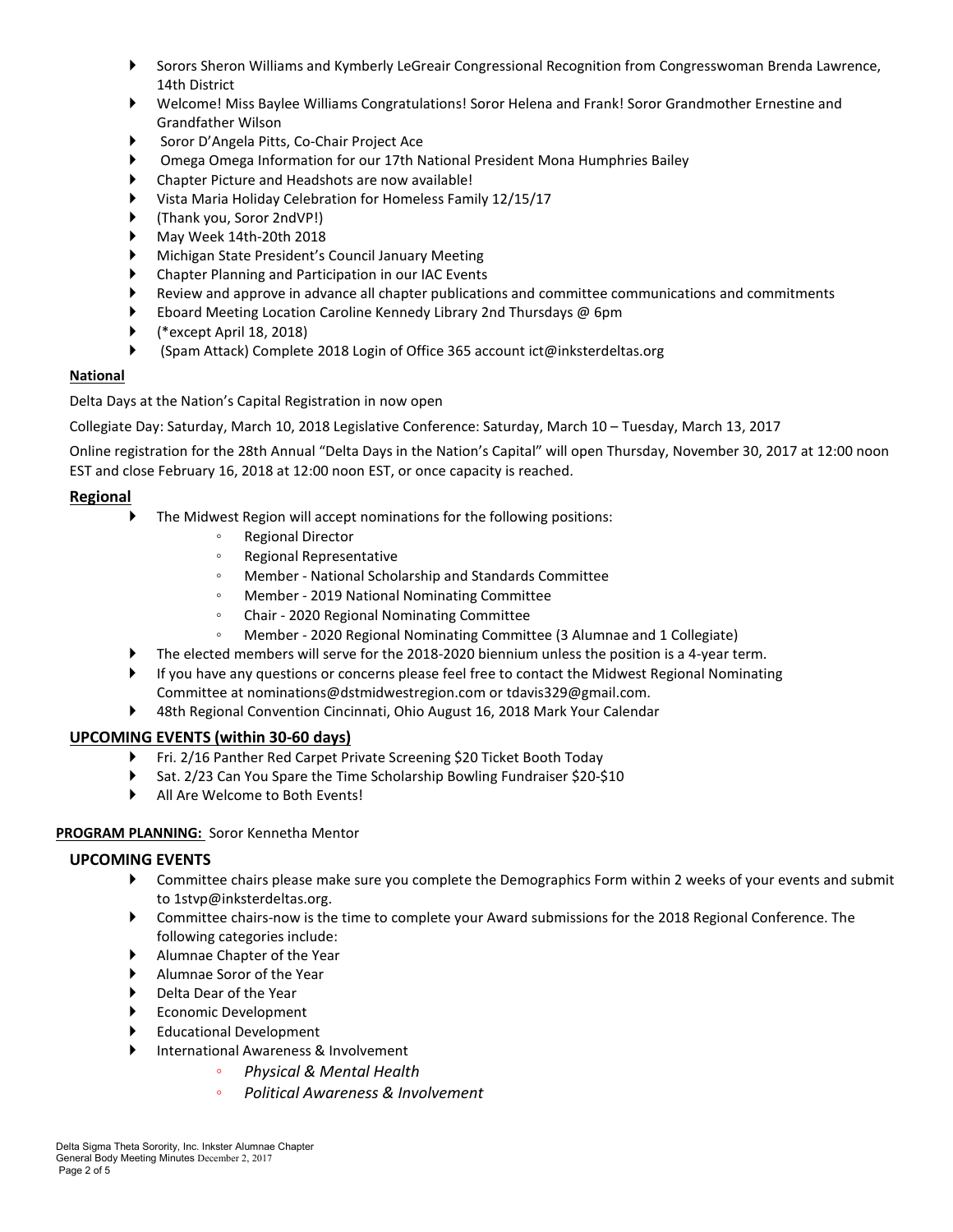- Sorors Sheron Williams and Kymberly LeGreair Congressional Recognition from Congresswoman Brenda Lawrence, 14th District
- Welcome! Miss Baylee Williams Congratulations! Soror Helena and Frank! Soror Grandmother Ernestine and Grandfather Wilson
- Soror D'Angela Pitts, Co-Chair Project Ace
- Omega Omega Information for our 17th National President Mona Humphries Bailey
- Chapter Picture and Headshots are now available!
- Vista Maria Holiday Celebration for Homeless Family 12/15/17
- (Thank you, Soror 2ndVP!)
- May Week 14th-20th 2018
- Michigan State President's Council January Meeting
- Chapter Planning and Participation in our IAC Events
- Review and approve in advance all chapter publications and committee communications and commitments
- Eboard Meeting Location Caroline Kennedy Library 2nd Thursdays @ 6pm
- (*except April 18, 2018)
- (Spam Attack) Complete 2018 Login of Office 365 account ict@inksterdeltas.org

**National**

Delta Days at the Nation's Capital Registration in now open

Collegiate Day: Saturday, March 10, 2018 Legislative Conference: Saturday, March 10 – Tuesday, March 13, 2017

Online registration for the 28th Annual "Delta Days in the Nation's Capital" will open Thursday, November 30, 2017 at 12:00 noon EST and close February 16, 2018 at 12:00 noon EST, or once capacity is reached.

**Regional**

- The Midwest Region will accept nominations for the following positions:
  - Regional Director
  - Regional Representative
  - Member - National Scholarship and Standards Committee
  - Member - 2019 National Nominating Committee
  - Chair - 2020 Regional Nominating Committee
  - Member - 2020 Regional Nominating Committee (3 Alumnae and 1 Collegiate)
- The elected members will serve for the 2018-2020 biennium unless the position is a 4-year term.
- If you have any questions or concerns please feel free to contact the Midwest Regional Nominating Committee at nominations@dstmidwestregion.com or tdavis329@gmail.com.
- 48th Regional Convention Cincinnati, Ohio August 16, 2018 Mark Your Calendar

**UPCOMING EVENTS (within 30-60 days)**

- Fri. 2/16 Panther Red Carpet Private Screening $20 Ticket Booth Today
- Sat. 2/23 Can You Spare the Time Scholarship Bowling Fundraiser $20-$10
- All Are Welcome to Both Events!

**PROGRAM PLANNING:** Soror Kennetha Mentor

**UPCOMING EVENTS**

- Committee chairs please make sure you complete the Demographics Form within 2 weeks of your events and submit to 1stvp@inksterdeltas.org.
- Committee chairs-now is the time to complete your Award submissions for the 2018 Regional Conference. The following categories include:
- Alumnae Chapter of the Year
- Alumnae Soror of the Year
- Delta Dear of the Year
- Economic Development
- Educational Development
- International Awareness & Involvement
  - *Physical & Mental Health*
  - *Political Awareness & Involvement*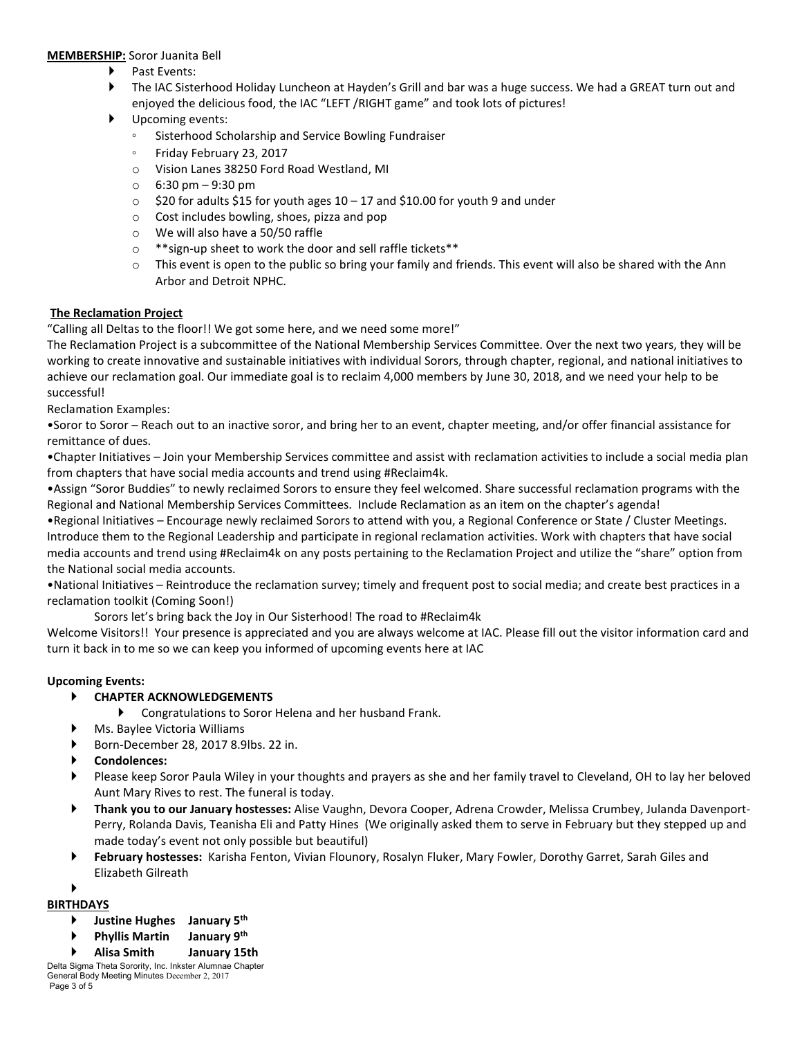**MEMBERSHIP:** Soror Juanita Bell

- Past Events:
- The IAC Sisterhood Holiday Luncheon at Hayden's Grill and bar was a huge success. We had a GREAT turn out and enjoyed the delicious food, the IAC "LEFT /RIGHT game" and took lots of pictures!
- Upcoming events:
  - Sisterhood Scholarship and Service Bowling Fundraiser
  - Friday February 23, 2017
  - Vision Lanes 38250 Ford Road Westland, MI
  - 6:30 pm – 9:30 pm
  - $20 for adults $15 for youth ages 10 – 17 and $10.00 for youth 9 and under
  - Cost includes bowling, shoes, pizza and pop
  - We will also have a 50/50 raffle
  - **sign-up sheet to work the door and sell raffle tickets**
  - This event is open to the public so bring your family and friends. This event will also be shared with the Ann Arbor and Detroit NPHC.

**The Reclamation Project**

"Calling all Deltas to the floor!! We got some here, and we need some more!"

The Reclamation Project is a subcommittee of the National Membership Services Committee. Over the next two years, they will be working to create innovative and sustainable initiatives with individual Sorors, through chapter, regional, and national initiatives to achieve our reclamation goal. Our immediate goal is to reclaim 4,000 members by June 30, 2018, and we need your help to be successful!

Reclamation Examples:

•Soror to Soror – Reach out to an inactive soror, and bring her to an event, chapter meeting, and/or offer financial assistance for remittance of dues.

•Chapter Initiatives – Join your Membership Services committee and assist with reclamation activities to include a social media plan from chapters that have social media accounts and trend using #Reclaim4k.

•Assign "Soror Buddies" to newly reclaimed Sorors to ensure they feel welcomed. Share successful reclamation programs with the Regional and National Membership Services Committees. Include Reclamation as an item on the chapter's agenda!

•Regional Initiatives – Encourage newly reclaimed Sorors to attend with you, a Regional Conference or State / Cluster Meetings. Introduce them to the Regional Leadership and participate in regional reclamation activities. Work with chapters that have social media accounts and trend using #Reclaim4k on any posts pertaining to the Reclamation Project and utilize the "share" option from the National social media accounts.

•National Initiatives – Reintroduce the reclamation survey; timely and frequent post to social media; and create best practices in a reclamation toolkit (Coming Soon!)

Sorors let's bring back the Joy in Our Sisterhood! The road to #Reclaim4k

Welcome Visitors!! Your presence is appreciated and you are always welcome at IAC. Please fill out the visitor information card and turn it back in to me so we can keep you informed of upcoming events here at IAC

**Upcoming Events:**

- **CHAPTER ACKNOWLEDGEMENTS**
  - Congratulations to Soror Helena and her husband Frank.
- Ms. Baylee Victoria Williams
- Born-December 28, 2017 8.9lbs. 22 in.
- **Condolences:**
- Please keep Soror Paula Wiley in your thoughts and prayers as she and her family travel to Cleveland, OH to lay her beloved Aunt Mary Rives to rest. The funeral is today.
- **Thank you to our January hostesses:** Alise Vaughn, Devora Cooper, Adrena Crowder, Melissa Crumbey, Julanda Davenport-Perry, Rolanda Davis, Teanisha Eli and Patty Hines (We originally asked them to serve in February but they stepped up and made today's event not only possible but beautiful)
- **February hostesses:** Karisha Fenton, Vivian Flounory, Rosalyn Fluker, Mary Fowler, Dorothy Garret, Sarah Giles and Elizabeth Gilreath

**BIRTHDAYS**

- **Justine Hughes January 5th**
- **Phyllis Martin January 9th**
- **Alisa Smith January 15th**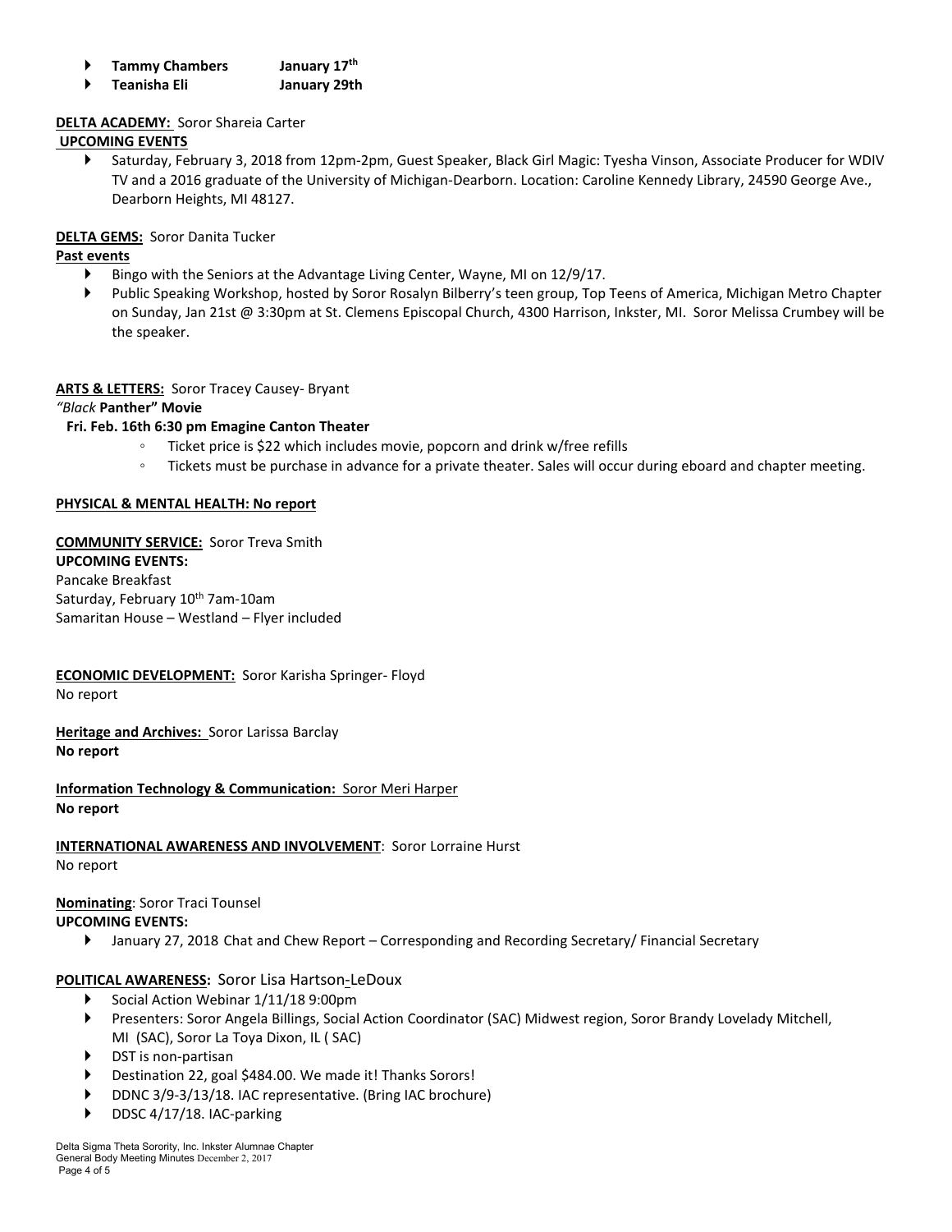- **Tammy Chambers January 17th**
- **Teanisha Eli January 29th**

**DELTA ACADEMY:** Soror Shareia Carter

**UPCOMING EVENTS**

- Saturday, February 3, 2018 from 12pm-2pm, Guest Speaker, Black Girl Magic: Tyesha Vinson, Associate Producer for WDIV TV and a 2016 graduate of the University of Michigan-Dearborn. Location: Caroline Kennedy Library, 24590 George Ave., Dearborn Heights, MI 48127.

**DELTA GEMS:** Soror Danita Tucker

**Past events**

- Bingo with the Seniors at the Advantage Living Center, Wayne, MI on 12/9/17.
- Public Speaking Workshop, hosted by Soror Rosalyn Bilberry's teen group, Top Teens of America, Michigan Metro Chapter on Sunday, Jan 21st @ 3:30pm at St. Clemens Episcopal Church, 4300 Harrison, Inkster, MI. Soror Melissa Crumbey will be the speaker.

**ARTS & LETTERS:** Soror Tracey Causey- Bryant

*"Black* **Panther" Movie**

**Fri. Feb. 16th 6:30 pm Emagine Canton Theater**

- Ticket price is $22 which includes movie, popcorn and drink w/free refills
- Tickets must be purchase in advance for a private theater. Sales will occur during eboard and chapter meeting.

**PHYSICAL & MENTAL HEALTH: No report**

**COMMUNITY SERVICE:** Soror Treva Smith

**UPCOMING EVENTS:**

Pancake Breakfast
Saturday, February 10th 7am-10am
Samaritan House – Westland – Flyer included

**ECONOMIC DEVELOPMENT:** Soror Karisha Springer- Floyd
No report

**Heritage and Archives:** Soror Larissa Barclay
**No report**

**Information Technology & Communication:** Soror Meri Harper
**No report**

**INTERNATIONAL AWARENESS AND INVOLVEMENT**: Soror Lorraine Hurst
No report

**Nominating**: Soror Traci Tounsel

**UPCOMING EVENTS:**

- January 27, 2018 Chat and Chew Report – Corresponding and Recording Secretary/ Financial Secretary

**POLITICAL AWARENESS:** Soror Lisa Hartson-LeDoux

- Social Action Webinar 1/11/18 9:00pm
- Presenters: Soror Angela Billings, Social Action Coordinator (SAC) Midwest region, Soror Brandy Lovelady Mitchell, MI (SAC), Soror La Toya Dixon, IL ( SAC)
- DST is non-partisan
- Destination 22, goal $484.00. We made it! Thanks Sorors!
- DDNC 3/9-3/13/18. IAC representative. (Bring IAC brochure)
- DDSC 4/17/18. IAC-parking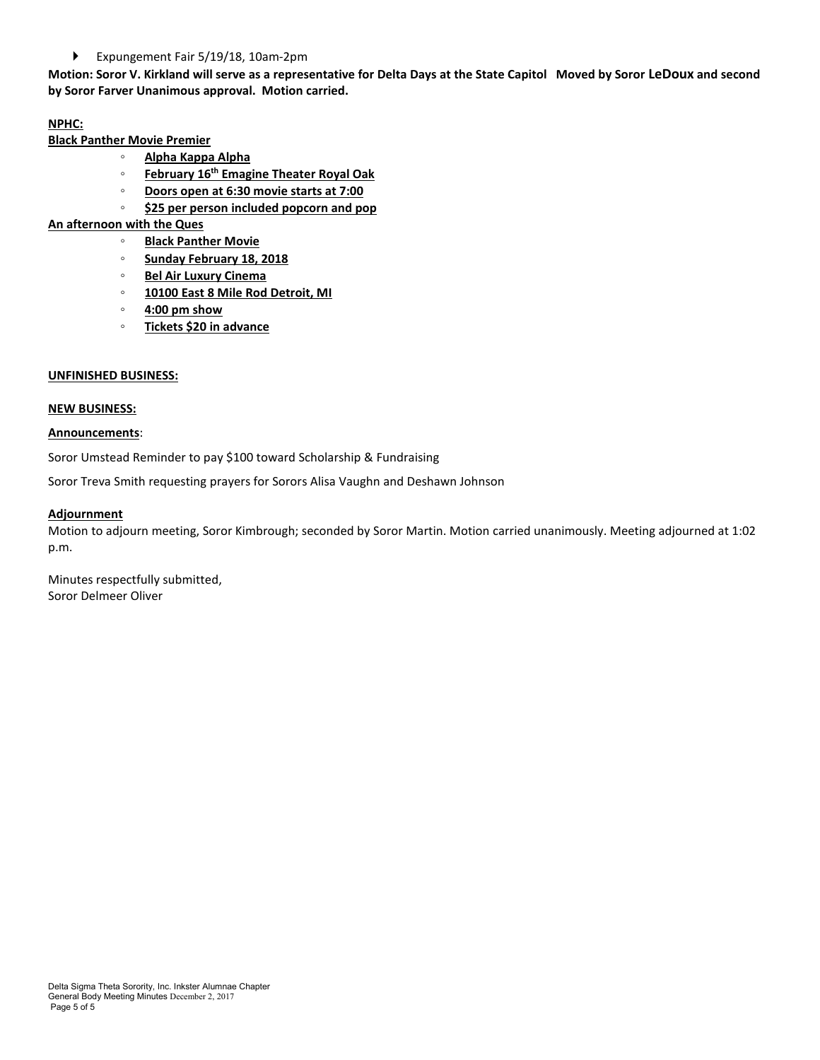- Expungement Fair 5/19/18, 10am-2pm

**Motion: Soror V. Kirkland will serve as a representative for Delta Days at the State Capitol Moved by Soror LeDoux and second by Soror Farver Unanimous approval. Motion carried.**

**NPHC:**

**Black Panther Movie Premier**

- **Alpha Kappa Alpha**
- **February 16th Emagine Theater Royal Oak**
- **Doors open at 6:30 movie starts at 7:00**
- **$25 per person included popcorn and pop**

**An afternoon with the Ques**

- **Black Panther Movie**
- **Sunday February 18, 2018**
- **Bel Air Luxury Cinema**
- **10100 East 8 Mile Rod Detroit, MI**
- **4:00 pm show**
- **Tickets $20 in advance**

**UNFINISHED BUSINESS:**

**NEW BUSINESS:**

**Announcements**:

Soror Umstead Reminder to pay $100 toward Scholarship & Fundraising

Soror Treva Smith requesting prayers for Sorors Alisa Vaughn and Deshawn Johnson

**Adjournment**

Motion to adjourn meeting, Soror Kimbrough; seconded by Soror Martin. Motion carried unanimously. Meeting adjourned at 1:02 p.m.

Minutes respectfully submitted,
Soror Delmeer Oliver